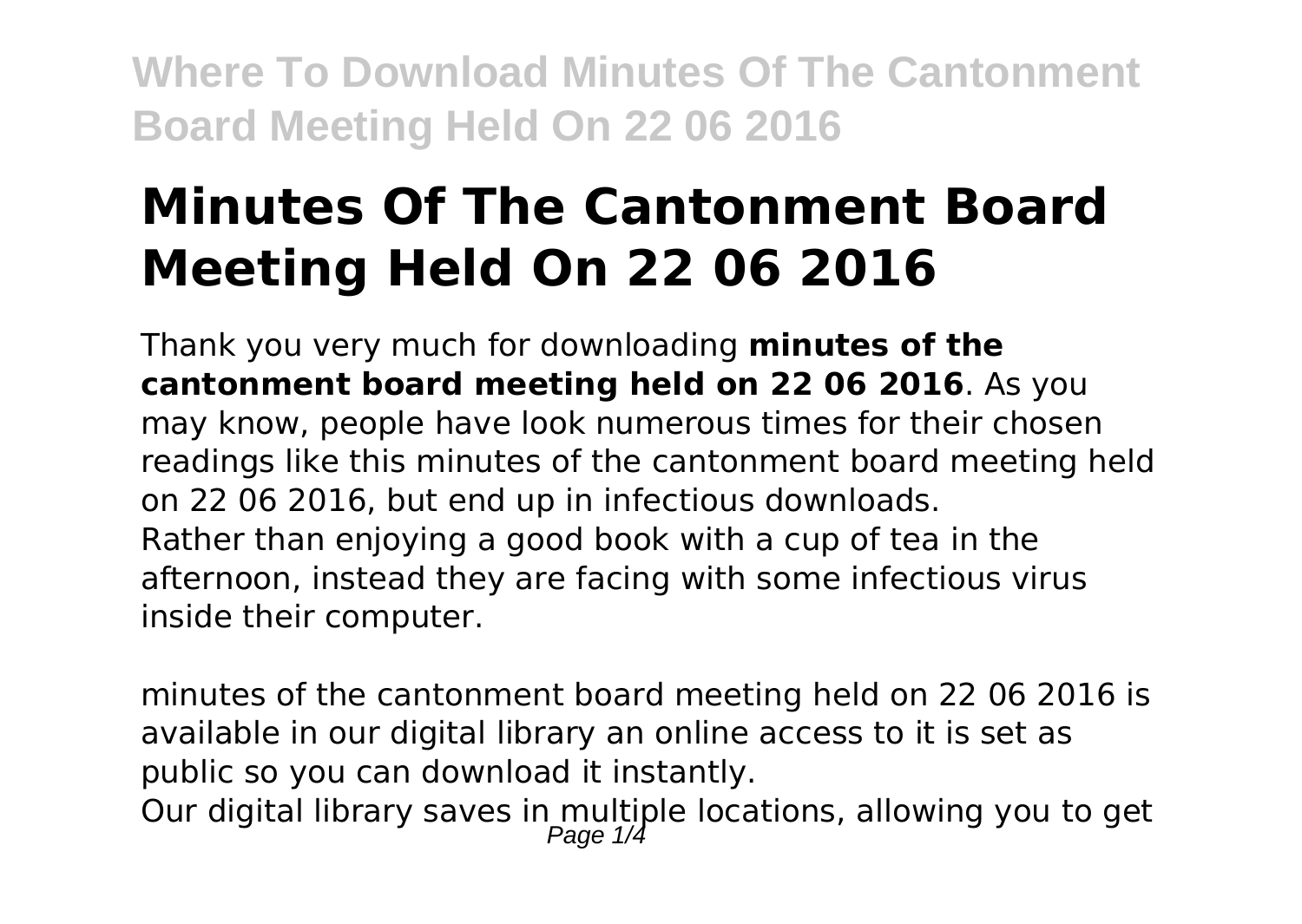# Minutes Of The Cantonment Board Meeting Held On 22 06 2016

Thank you very much for downloading **minutes of the cantonment board meeting held on 22 06 2016**. As you may know, people have look numerous times for their chosen readings like this minutes of the cantonment board meeting held on 22 06 2016, but end up in infectious downloads. Rather than enjoying a good book with a cup of tea in the afternoon, instead they are facing with some infectious virus inside their computer.

minutes of the cantonment board meeting held on 22 06 2016 is available in our digital library an online access to it is set as public so you can download it instantly.

Our digital library saves in multiple locations, allowing you to get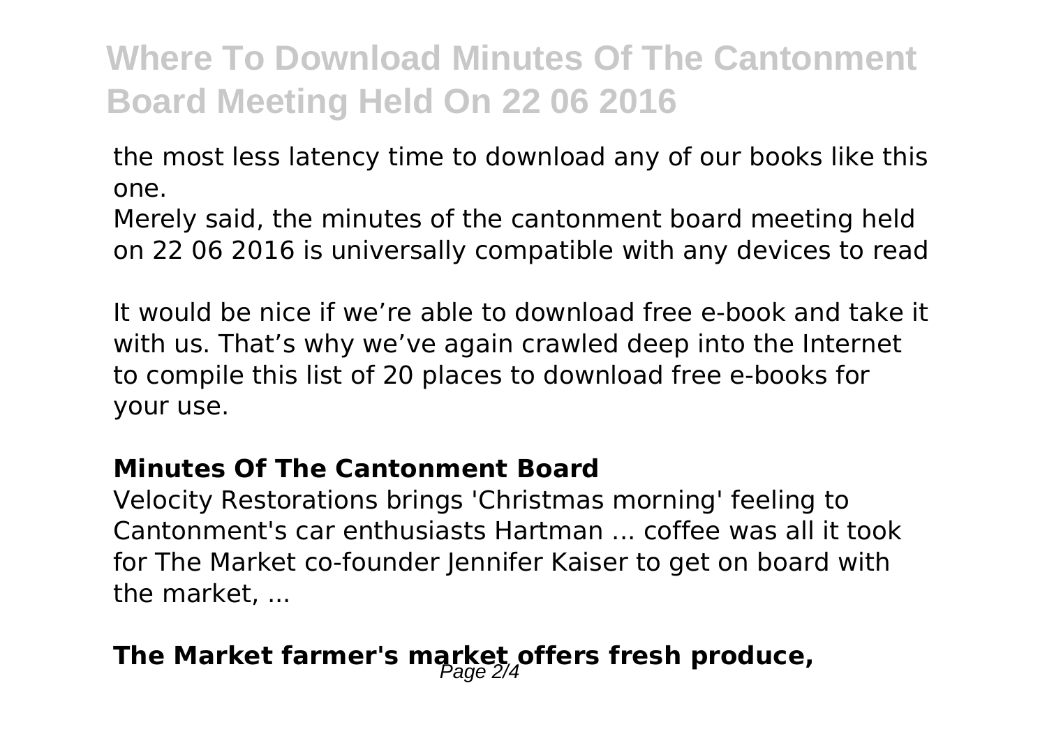the most less latency time to download any of our books like this one.

Merely said, the minutes of the cantonment board meeting held on 22 06 2016 is universally compatible with any devices to read

It would be nice if we’re able to download free e-book and take it with us. That’s why we’ve again crawled deep into the Internet to compile this list of 20 places to download free e-books for your use.

## Minutes Of The Cantonment Board

Velocity Restorations brings 'Christmas morning' feeling to Cantonment's car enthusiasts Hartman ... coffee was all it took for The Market co-founder Jennifer Kaiser to get on board with the market, ...

## The Market farmer's market offers fresh produce,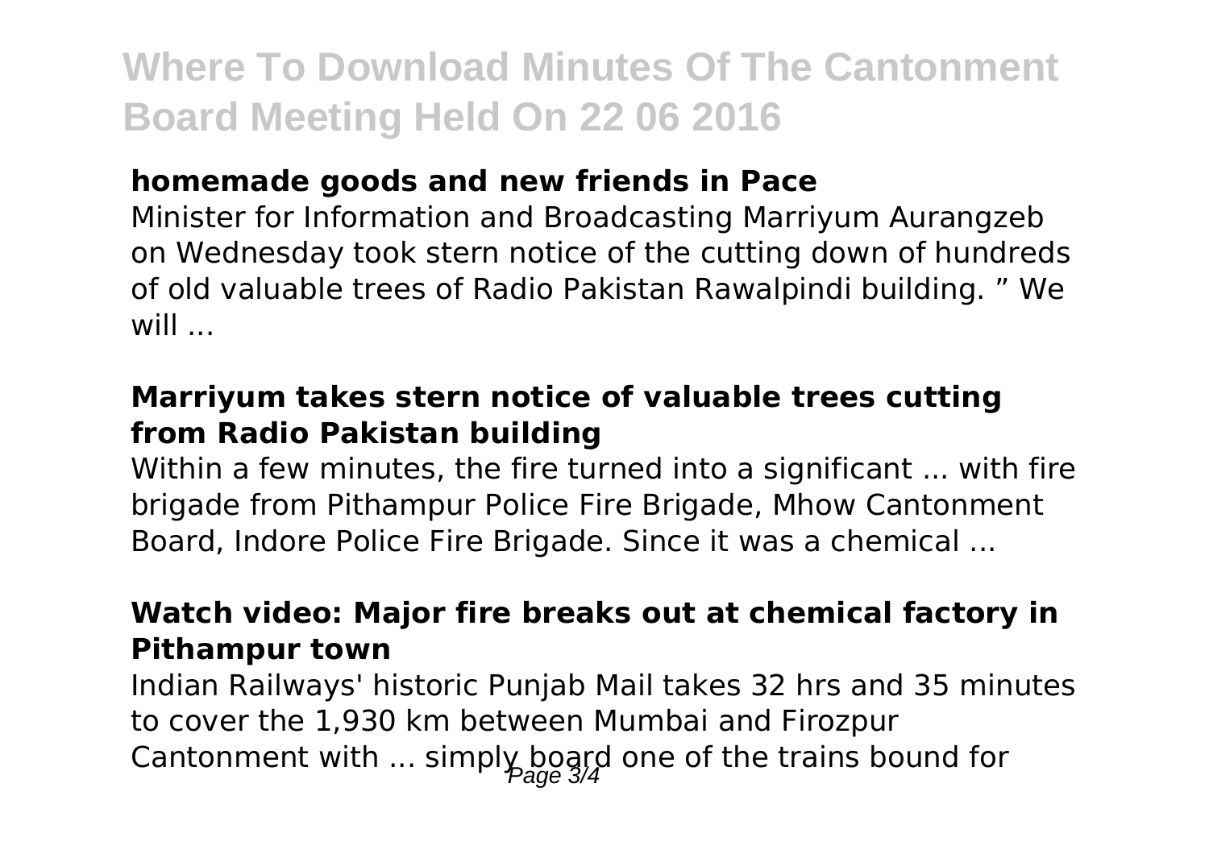### homemade goods and new friends in Pace

Minister for Information and Broadcasting Marriyum Aurangzeb on Wednesday took stern notice of the cutting down of hundreds of old valuable trees of Radio Pakistan Rawalpindi building. " We will ...

### Marriyum takes stern notice of valuable trees cutting from Radio Pakistan building

Within a few minutes, the fire turned into a significant ... with fire brigade from Pithampur Police Fire Brigade, Mhow Cantonment Board, Indore Police Fire Brigade. Since it was a chemical ...

### Watch video: Major fire breaks out at chemical factory in Pithampur town

Indian Railways' historic Punjab Mail takes 32 hrs and 35 minutes to cover the 1,930 km between Mumbai and Firozpur Cantonment with ... simply board one of the trains bound for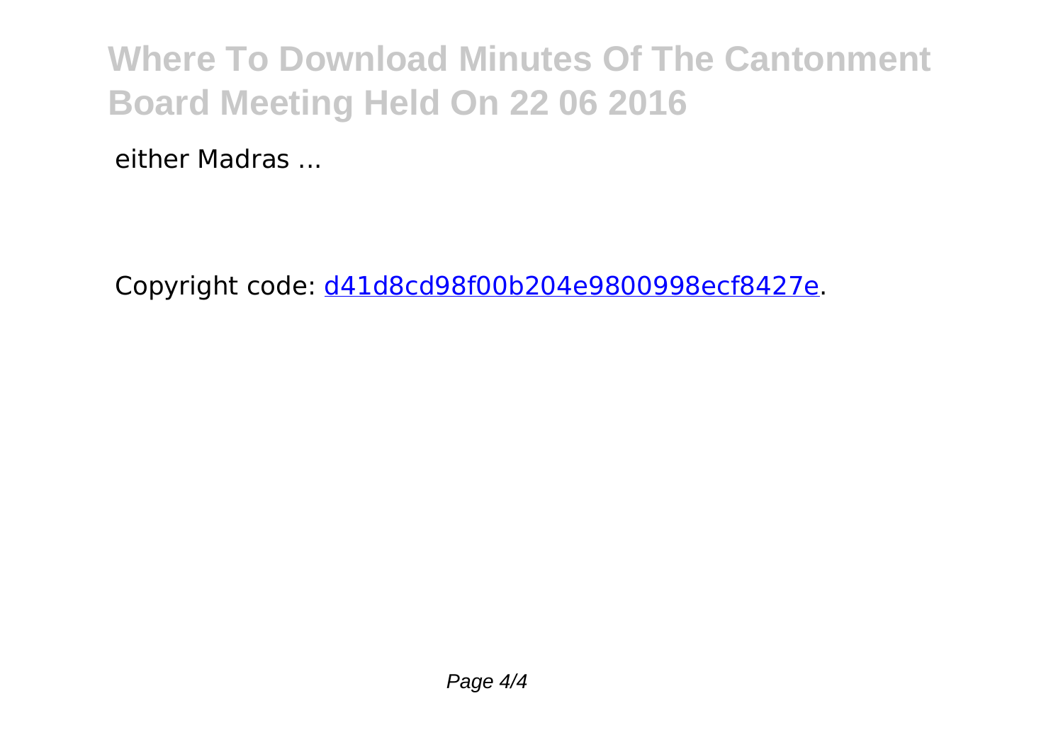either Madras ...

Copyright code: [d41d8cd98f00b204e9800998ecf8427e](d41d8cd98f00b204e9800998ecf8427e).